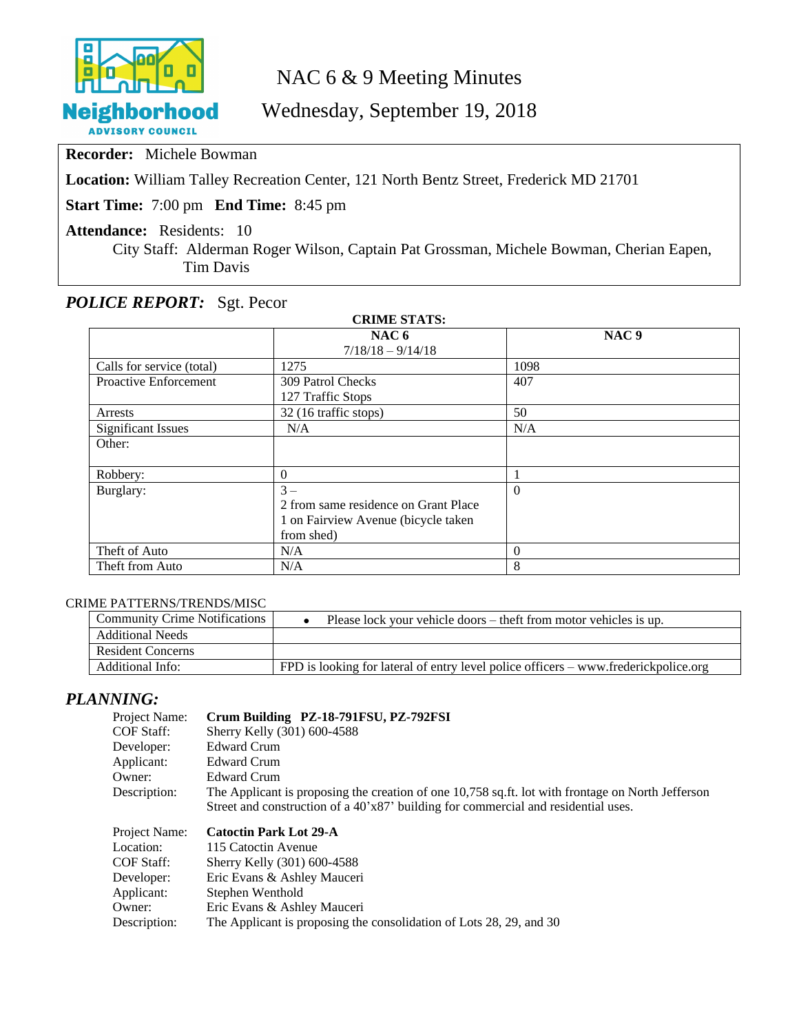Neighborhood ADVISORY COUNCIL

# NAC 6 & 9 Meeting Minutes

## Wednesday, September 19, 2018

**Recorder:** Michele Bowman

**Location:** William Talley Recreation Center, 121 North Bentz Street, Frederick MD 21701

**Start Time:** 7:00 pm **End Time:** 8:45 pm

**Attendance:** Residents: 10

City Staff: Alderman Roger Wilson, Captain Pat Grossman, Michele Bowman, Cherian Eapen, Tim Davis

## *POLICE REPORT:* Sgt. Pecor

**CRIME STATS:**

| | **NAC 6** 7/18/18 – 9/14/18 | **NAC 9** |
|---|---|---|
| Calls for service (total) | 1275 | 1098 |
| Proactive Enforcement | 309 Patrol Checks<br>127 Traffic Stops | 407 |
| Arrests | 32 (16 traffic stops) | 50 |
| Significant Issues | N/A | N/A |
| Other: | | |
| Robbery: | 0 | 1 |
| Burglary: | 3 –<br>2 from same residence on Grant Place<br>1 on Fairview Avenue (bicycle taken from shed) | 0 |
| Theft of Auto | N/A | 0 |
| Theft from Auto | N/A | 8 |

CRIME PATTERNS/TRENDS/MISC

| | |
|---|---|
| Community Crime Notifications | • Please lock your vehicle doors – theft from motor vehicles is up. |
| Additional Needs | |
| Resident Concerns | |
| Additional Info: | FPD is looking for lateral of entry level police officers – www.frederickpolice.org |

## *PLANNING:*

Project Name: **Crum Building PZ-18-791FSU, PZ-792FSI**
COF Staff: Sherry Kelly (301) 600-4588
Developer: Edward Crum
Applicant: Edward Crum
Owner: Edward Crum
Description: The Applicant is proposing the creation of one 10,758 sq.ft. lot with frontage on North Jefferson Street and construction of a 40'x87' building for commercial and residential uses.

Project Name: **Catoctin Park Lot 29-A**
Location: 115 Catoctin Avenue
COF Staff: Sherry Kelly (301) 600-4588
Developer: Eric Evans & Ashley Mauceri
Applicant: Stephen Wenthold
Owner: Eric Evans & Ashley Mauceri
Description: The Applicant is proposing the consolidation of Lots 28, 29, and 30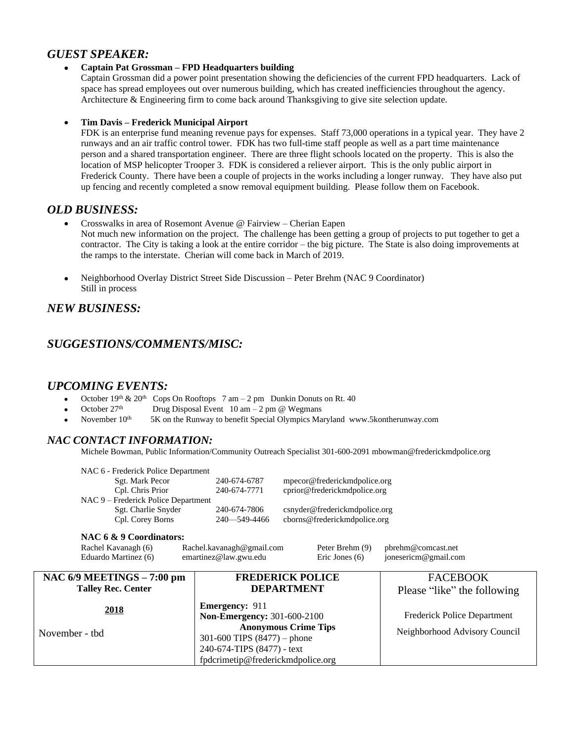## *GUEST SPEAKER:*

- **Captain Pat Grossman – FPD Headquarters building**
  Captain Grossman did a power point presentation showing the deficiencies of the current FPD headquarters. Lack of space has spread employees out over numerous building, which has created inefficiencies throughout the agency. Architecture & Engineering firm to come back around Thanksgiving to give site selection update.

- **Tim Davis – Frederick Municipal Airport**
  FDK is an enterprise fund meaning revenue pays for expenses. Staff 73,000 operations in a typical year. They have 2 runways and an air traffic control tower. FDK has two full-time staff people as well as a part time maintenance person and a shared transportation engineer. There are three flight schools located on the property. This is also the location of MSP helicopter Trooper 3. FDK is considered a reliever airport. This is the only public airport in Frederick County. There have been a couple of projects in the works including a longer runway. They have also put up fencing and recently completed a snow removal equipment building. Please follow them on Facebook.

## *OLD BUSINESS:*

- Crosswalks in area of Rosemont Avenue @ Fairview – Cherian Eapen
  Not much new information on the project. The challenge has been getting a group of projects to put together to get a contractor. The City is taking a look at the entire corridor – the big picture. The State is also doing improvements at the ramps to the interstate. Cherian will come back in March of 2019.

- Neighborhood Overlay District Street Side Discussion – Peter Brehm (NAC 9 Coordinator)
  Still in process

## *NEW BUSINESS:*

## *SUGGESTIONS/COMMENTS/MISC:*

## *UPCOMING EVENTS:*

- October 19th & 20th Cops On Rooftops 7 am – 2 pm Dunkin Donuts on Rt. 40
- October 27th Drug Disposal Event 10 am – 2 pm @ Wegmans
- November 10th 5K on the Runway to benefit Special Olympics Maryland www.5kontherunway.com

## *NAC CONTACT INFORMATION:*

Michele Bowman, Public Information/Community Outreach Specialist 301-600-2091 mbowman@frederickmdpolice.org

NAC 6 - Frederick Police Department

| | | |
|---|---|---|
| Sgt. Mark Pecor | 240-674-6787 | mpecor@frederickmdpolice.org |
| Cpl. Chris Prior | 240-674-7771 | cprior@frederickmdpolice.org |

NAC 9 – Frederick Police Department

| | | |
|---|---|---|
| Sgt. Charlie Snyder | 240-674-7806 | csnyder@frederickmdpolice.org |
| Cpl. Corey Borns | 240—549-4466 | cborns@frederickmdpolice.org |

**NAC 6 & 9 Coordinators:**

| | | | |
|---|---|---|---|
| Rachel Kavanagh (6) | Rachel.kavanagh@gmail.com | Peter Brehm (9) | pbrehm@comcast.net |
| Eduardo Martinez (6) | emartinez@law.gwu.edu | Eric Jones (6) | jonesericm@gmail.com |

| NAC 6/9 MEETINGS – 7:00 pm<br>Talley Rec. Center | FREDERICK POLICE DEPARTMENT | FACEBOOK<br>Please "like" the following |
|---|---|---|
| **2018**<br><br>November - tbd | **Emergency:** 911<br>**Non-Emergency:** 301-600-2100<br>**Anonymous Crime Tips**<br>301-600 TIPS (8477) – phone<br>240-674-TIPS (8477) - text<br>fpdcrimetip@frederickmdpolice.org | Frederick Police Department<br><br>Neighborhood Advisory Council |